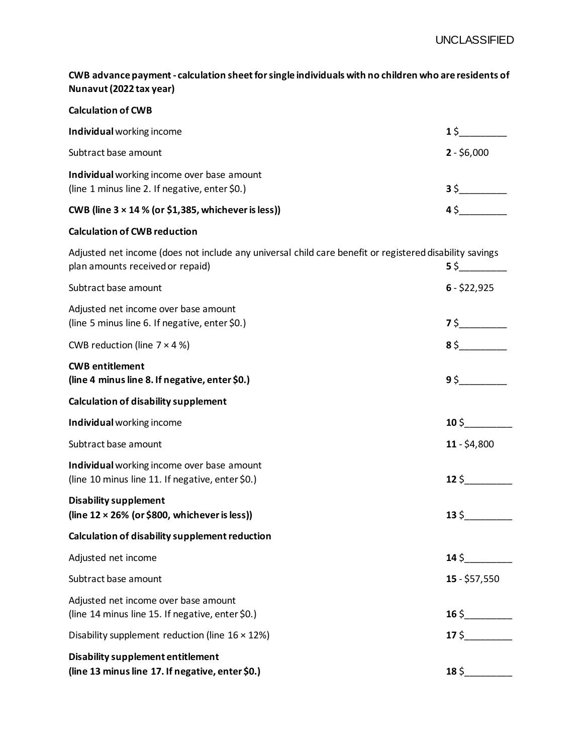**CWB advance payment - calculation sheet for single individuals with no children who are residents of Nunavut (2022 tax year)**

**Calculation of CWB**

| | |
|---|---|
| **Individual** working income | **1** $_________ |
| Subtract base amount | **2** - $6,000 |
| **Individual** working income over base amount (line 1 minus line 2. If negative, enter $0.) | **3** $_________ |
| **CWB (line 3 × 14 % (or $1,385, whichever is less))** | **4** $_________ |

**Calculation of CWB reduction**

| | |
|---|---|
| Adjusted net income (does not include any universal child care benefit or registered disability savings plan amounts received or repaid) | **5** $_________ |
| Subtract base amount | **6** - $22,925 |
| Adjusted net income over base amount (line 5 minus line 6. If negative, enter $0.) | **7** $_________ |
| CWB reduction (line 7 × 4 %) | **8** $_________ |
| **CWB entitlement (line 4 minus line 8. If negative, enter $0.)** | **9** $_________ |

**Calculation of disability supplement**

| | |
|---|---|
| **Individual** working income | **10** $_________ |
| Subtract base amount | **11** - $4,800 |
| **Individual** working income over base amount (line 10 minus line 11. If negative, enter $0.) | **12** $_________ |
| **Disability supplement (line 12 × 26% (or $800, whichever is less))** | **13** $_________ |

**Calculation of disability supplement reduction**

| | |
|---|---|
| Adjusted net income | **14** $_________ |
| Subtract base amount | **15** - $57,550 |
| Adjusted net income over base amount (line 14 minus line 15. If negative, enter $0.) | **16** $_________ |
| Disability supplement reduction (line 16 × 12%) | **17** $_________ |
| **Disability supplement entitlement (line 13 minus line 17. If negative, enter $0.)** | **18** $_________ |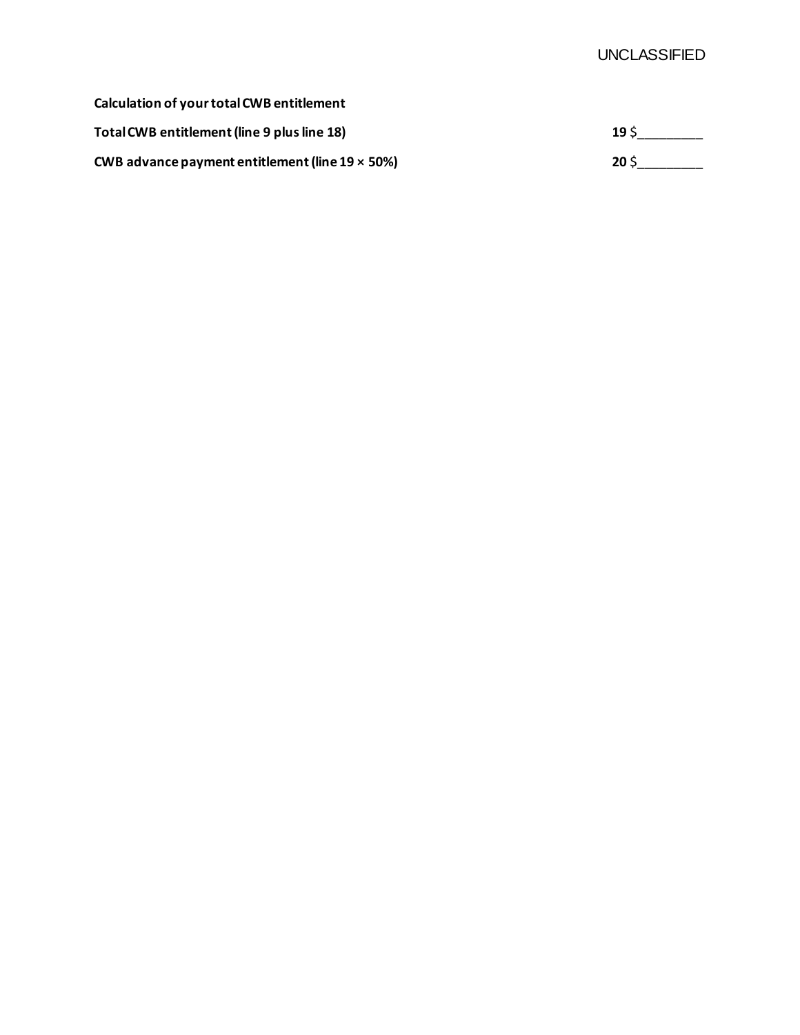**Calculation of your total CWB entitlement**

**Total CWB entitlement (line 9 plus line 18)** **19** $_________

**CWB advance payment entitlement (line 19 × 50%)** **20** $_________